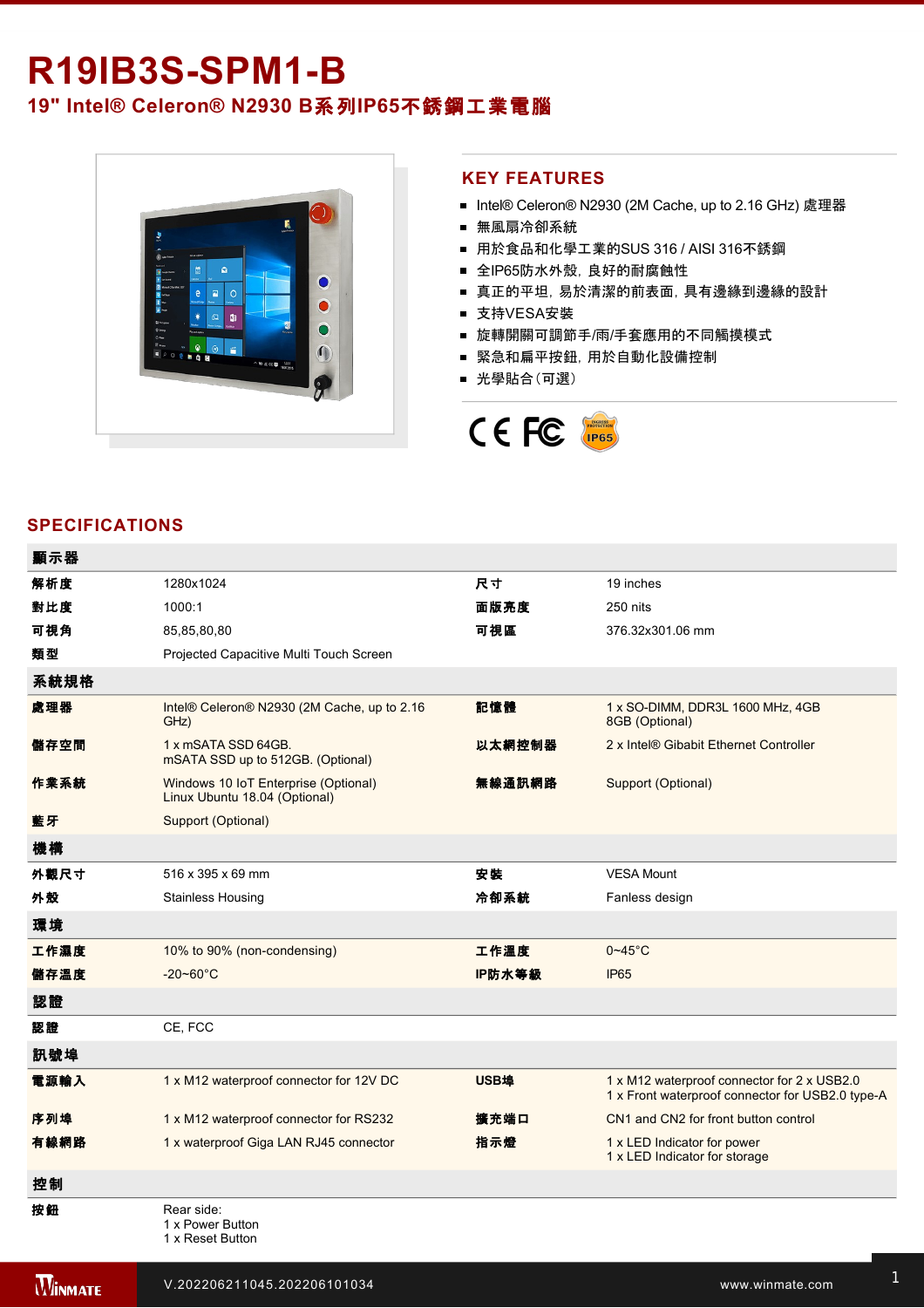# R19IB3S-SPM1-B

## 19" Intel® Celeron® N2930 B系列IP65不銹鋼工業電腦

## KEY FEATURES

- Intel® Celeron® N2930 (2M Cache, up to 2.16 GHz) 處理器
- 無風扇冷卻系統
- 用於食品和化學工業的SUS 316 / AISI 316不銹鋼
- 全IP65防水外殼，良好的耐腐蝕性
- 真正的平坦，易於清潔的前表面，具有邊緣到邊緣的設計
- 支持VESA安裝
- 旋轉開關可調節手/雨/手套應用的不同觸摸模式
- 緊急和扁平按鈕，用於自動化設備控制
- 光學貼合（可選）

## SPECIFICATIONS

| 顯示器 | | | |
|---|---|---|---|
| 解析度 | 1280x1024 | 尺寸 | 19 inches |
| 對比度 | 1000:1 | 面版亮度 | 250 nits |
| 可視角 | 85,85,80,80 | 可視區 | 376.32x301.06 mm |
| 類型 | Projected Capacitive Multi Touch Screen | | |
| **系統規格** | | | |
| 處理器 | Intel® Celeron® N2930 (2M Cache, up to 2.16 GHz) | 記憶體 | 1 x SO-DIMM, DDR3L 1600 MHz, 4GB<br>8GB (Optional) |
| 儲存空間 | 1 x mSATA SSD 64GB.<br>mSATA SSD up to 512GB. (Optional) | 以太網控制器 | 2 x Intel® Gibabit Ethernet Controller |
| 作業系統 | Windows 10 IoT Enterprise (Optional)<br>Linux Ubuntu 18.04 (Optional) | 無線通訊網路 | Support (Optional) |
| 藍牙 | Support (Optional) | | |
| **機構** | | | |
| 外觀尺寸 | 516 x 395 x 69 mm | 安裝 | VESA Mount |
| 外殼 | Stainless Housing | 冷卻系統 | Fanless design |
| **環境** | | | |
| 工作濕度 | 10% to 90% (non-condensing) | 工作溫度 | 0~45°C |
| 儲存溫度 | -20~60°C | IP防水等級 | IP65 |
| **認證** | | | |
| 認證 | CE, FCC | | |
| **訊號埠** | | | |
| 電源輸入 | 1 x M12 waterproof connector for 12V DC | USB埠 | 1 x M12 waterproof connector for 2 x USB2.0<br>1 x Front waterproof connector for USB2.0 type-A |
| 序列埠 | 1 x M12 waterproof connector for RS232 | 擴充端口 | CN1 and CN2 for front button control |
| 有線網路 | 1 x waterproof Giga LAN RJ45 connector | 指示燈 | 1 x LED Indicator for power<br>1 x LED Indicator for storage |
| **控制** | | | |
| 按鈕 | Rear side:<br>1 x Power Button<br>1 x Reset Button | | |

V.202206211045.202206101034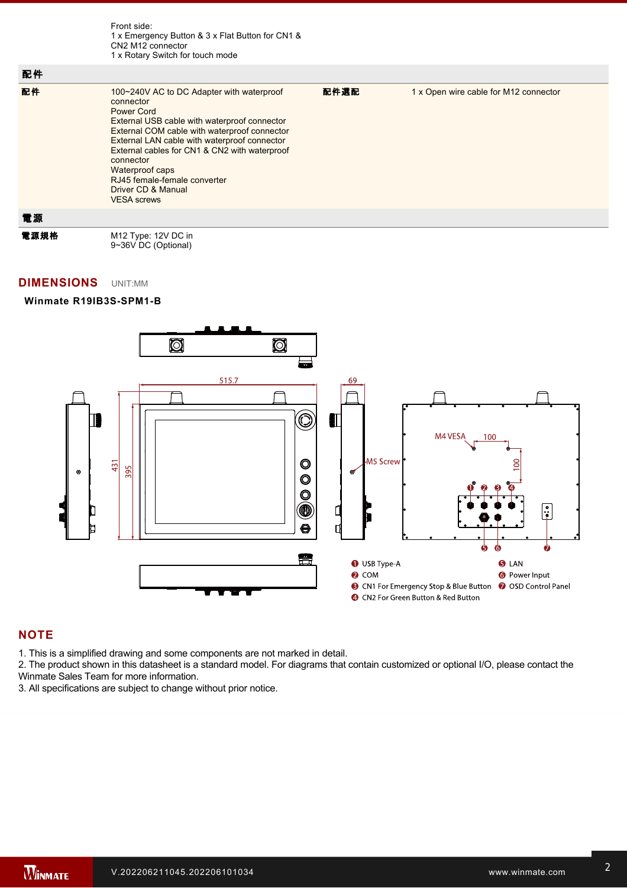| | | | |
|---|---|---|---|
| | Front side:<br>1 x Emergency Button & 3 x Flat Button for CN1 & CN2 M12 connector<br>1 x Rotary Switch for touch mode | | |

**配件**

| | | | |
|---|---|---|---|
| **配件** | 100~240V AC to DC Adapter with waterproof connector<br>Power Cord<br>External USB cable with waterproof connector<br>External COM cable with waterproof connector<br>External LAN cable with waterproof connector<br>External cables for CN1 & CN2 with waterproof connector<br>Waterproof caps<br>RJ45 female-female converter<br>Driver CD & Manual<br>VESA screws | **配件選配** | 1 x Open wire cable for M12 connector |

**電源**

| | |
|---|---|
| **電源規格** | M12 Type: 12V DC in<br>9~36V DC (Optional) |

## DIMENSIONS UNIT:MM

**Winmate R19IB3S-SPM1-B**

515.7

69

431

395

M4 VESA

100

100

M5 Screw

❶ USB Type-A
❷ COM
❸ CN1 For Emergency Stop & Blue Button
❹ CN2 For Green Button & Red Button
❺ LAN
❻ Power Input
❼ OSD Control Panel

## NOTE

1. This is a simplified drawing and some components are not marked in detail.
2. The product shown in this datasheet is a standard model. For diagrams that contain customized or optional I/O, please contact the Winmate Sales Team for more information.
3. All specifications are subject to change without prior notice.